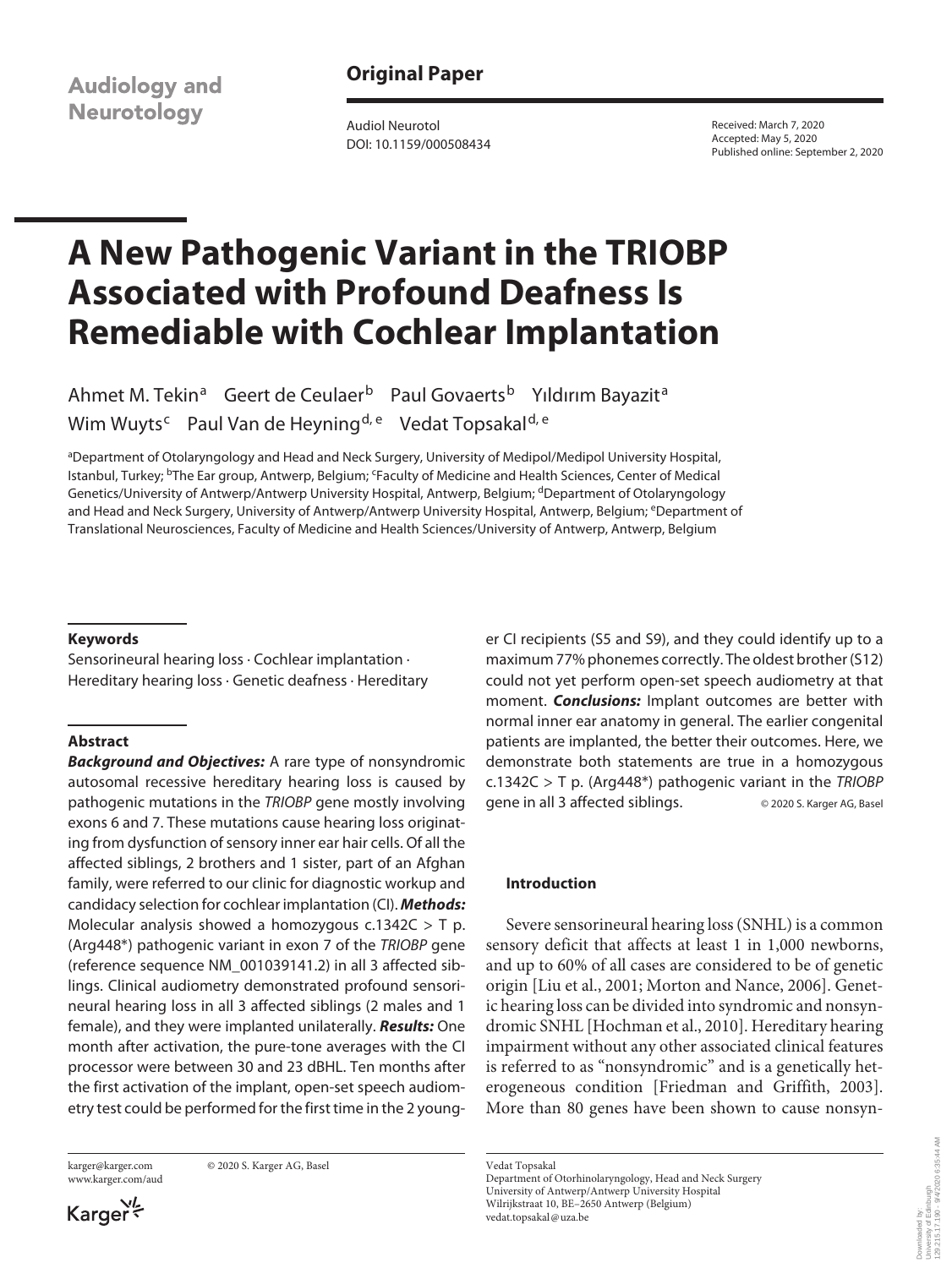Audiology and Neurotology

**Original Paper**

Audiol Neurotol
DOI: 10.1159/000508434

Received: March 7, 2020
Accepted: May 5, 2020
Published online: September 2, 2020

# A New Pathogenic Variant in the TRIOBP Associated with Profound Deafness Is Remediable with Cochlear Implantation

Ahmet M. Tekin[a] Geert de Ceulaer[b] Paul Govaerts[b] Yıldırım Bayazit[a] Wim Wuyts[c] Paul Van de Heyning[d, e] Vedat Topsakal[d, e]

[a]Department of Otolaryngology and Head and Neck Surgery, University of Medipol/Medipol University Hospital, Istanbul, Turkey; [b]The Ear group, Antwerp, Belgium; [c]Faculty of Medicine and Health Sciences, Center of Medical Genetics/University of Antwerp/Antwerp University Hospital, Antwerp, Belgium; [d]Department of Otolaryngology and Head and Neck Surgery, University of Antwerp/Antwerp University Hospital, Antwerp, Belgium; [e]Department of Translational Neurosciences, Faculty of Medicine and Health Sciences/University of Antwerp, Antwerp, Belgium

### Keywords

Sensorineural hearing loss · Cochlear implantation · Hereditary hearing loss · Genetic deafness · Hereditary

### Abstract

***Background and Objectives:*** A rare type of nonsyndromic autosomal recessive hereditary hearing loss is caused by pathogenic mutations in the *TRIOBP* gene mostly involving exons 6 and 7. These mutations cause hearing loss originating from dysfunction of sensory inner ear hair cells. Of all the affected siblings, 2 brothers and 1 sister, part of an Afghan family, were referred to our clinic for diagnostic workup and candidacy selection for cochlear implantation (CI). ***Methods:*** Molecular analysis showed a homozygous c.1342C > T p.(Arg448*) pathogenic variant in exon 7 of the *TRIOBP* gene (reference sequence NM_001039141.2) in all 3 affected siblings. Clinical audiometry demonstrated profound sensorineural hearing loss in all 3 affected siblings (2 males and 1 female), and they were implanted unilaterally. ***Results:*** One month after activation, the pure-tone averages with the CI processor were between 30 and 23 dBHL. Ten months after the first activation of the implant, open-set speech audiometry test could be performed for the first time in the 2 younger CI recipients (S5 and S9), and they could identify up to a maximum 77% phonemes correctly. The oldest brother (S12) could not yet perform open-set speech audiometry at that moment. ***Conclusions:*** Implant outcomes are better with normal inner ear anatomy in general. The earlier congenital patients are implanted, the better their outcomes. Here, we demonstrate both statements are true in a homozygous c.1342C > T p.(Arg448*) pathogenic variant in the *TRIOBP* gene in all 3 affected siblings. © 2020 S. Karger AG, Basel

### Introduction

Severe sensorineural hearing loss (SNHL) is a common sensory deficit that affects at least 1 in 1,000 newborns, and up to 60% of all cases are considered to be of genetic origin [Liu et al., 2001; Morton and Nance, 2006]. Genetic hearing loss can be divided into syndromic and nonsyndromic SNHL [Hochman et al., 2010]. Hereditary hearing impairment without any other associated clinical features is referred to as "nonsyndromic" and is a genetically heterogeneous condition [Friedman and Griffith, 2003]. More than 80 genes have been shown to cause nonsyn-

karger@karger.com
www.karger.com/aud

© 2020 S. Karger AG, Basel

Vedat Topsakal
Department of Otorhinolaryngology, Head and Neck Surgery
University of Antwerp/Antwerp University Hospital
Wilrijkstraat 10, BE–2650 Antwerp (Belgium)
vedat.topsakal@uza.be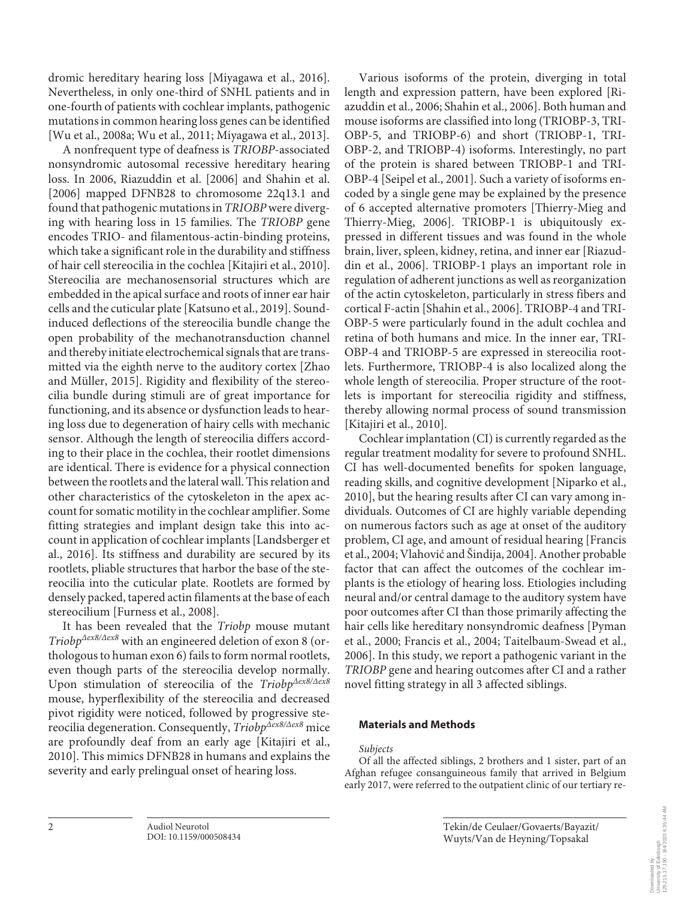dromic hereditary hearing loss [Miyagawa et al., 2016]. Nevertheless, in only one-third of SNHL patients and in one-fourth of patients with cochlear implants, pathogenic mutations in common hearing loss genes can be identified [Wu et al., 2008a; Wu et al., 2011; Miyagawa et al., 2013].

A nonfrequent type of deafness is *TRIOBP*-associated nonsyndromic autosomal recessive hereditary hearing loss. In 2006, Riazuddin et al. [2006] and Shahin et al. [2006] mapped DFNB28 to chromosome 22q13.1 and found that pathogenic mutations in *TRIOBP* were diverging with hearing loss in 15 families. The *TRIOBP* gene encodes TRIO- and filamentous-actin-binding proteins, which take a significant role in the durability and stiffness of hair cell stereocilia in the cochlea [Kitajiri et al., 2010]. Stereocilia are mechanosensorial structures which are embedded in the apical surface and roots of inner ear hair cells and the cuticular plate [Katsuno et al., 2019]. Sound-induced deflections of the stereocilia bundle change the open probability of the mechanotransduction channel and thereby initiate electrochemical signals that are transmitted via the eighth nerve to the auditory cortex [Zhao and Müller, 2015]. Rigidity and flexibility of the stereocilia bundle during stimuli are of great importance for functioning, and its absence or dysfunction leads to hearing loss due to degeneration of hairy cells with mechanic sensor. Although the length of stereocilia differs according to their place in the cochlea, their rootlet dimensions are identical. There is evidence for a physical connection between the rootlets and the lateral wall. This relation and other characteristics of the cytoskeleton in the apex account for somatic motility in the cochlear amplifier. Some fitting strategies and implant design take this into account in application of cochlear implants [Landsberger et al., 2016]. Its stiffness and durability are secured by its rootlets, pliable structures that harbor the base of the stereocilia into the cuticular plate. Rootlets are formed by densely packed, tapered actin filaments at the base of each stereocilium [Furness et al., 2008].

It has been revealed that the *Triobp* mouse mutant $Triobp^{\Delta ex8/\Delta ex8}$ with an engineered deletion of exon 8 (orthologous to human exon 6) fails to form normal rootlets, even though parts of the stereocilia develop normally. Upon stimulation of stereocilia of the $Triobp^{\Delta ex8/\Delta ex8}$ mouse, hyperflexibility of the stereocilia and decreased pivot rigidity were noticed, followed by progressive stereocilia degeneration. Consequently, $Triobp^{\Delta ex8/\Delta ex8}$ mice are profoundly deaf from an early age [Kitajiri et al., 2010]. This mimics DFNB28 in humans and explains the severity and early prelingual onset of hearing loss.

Various isoforms of the protein, diverging in total length and expression pattern, have been explored [Riazuddin et al., 2006; Shahin et al., 2006]. Both human and mouse isoforms are classified into long (TRIOBP-3, TRIOBP-5, and TRIOBP-6) and short (TRIOBP-1, TRIOBP-2, and TRIOBP-4) isoforms. Interestingly, no part of the protein is shared between TRIOBP-1 and TRIOBP-4 [Seipel et al., 2001]. Such a variety of isoforms encoded by a single gene may be explained by the presence of 6 accepted alternative promoters [Thierry-Mieg and Thierry-Mieg, 2006]. TRIOBP-1 is ubiquitously expressed in different tissues and was found in the whole brain, liver, spleen, kidney, retina, and inner ear [Riazuddin et al., 2006]. TRIOBP-1 plays an important role in regulation of adherent junctions as well as reorganization of the actin cytoskeleton, particularly in stress fibers and cortical F-actin [Shahin et al., 2006]. TRIOBP-4 and TRIOBP-5 were particularly found in the adult cochlea and retina of both humans and mice. In the inner ear, TRIOBP-4 and TRIOBP-5 are expressed in stereocilia rootlets. Furthermore, TRIOBP-4 is also localized along the whole length of stereocilia. Proper structure of the rootlets is important for stereocilia rigidity and stiffness, thereby allowing normal process of sound transmission [Kitajiri et al., 2010].

Cochlear implantation (CI) is currently regarded as the regular treatment modality for severe to profound SNHL. CI has well-documented benefits for spoken language, reading skills, and cognitive development [Niparko et al., 2010], but the hearing results after CI can vary among individuals. Outcomes of CI are highly variable depending on numerous factors such as age at onset of the auditory problem, CI age, and amount of residual hearing [Francis et al., 2004; Vlahović and Šindija, 2004]. Another probable factor that can affect the outcomes of the cochlear implants is the etiology of hearing loss. Etiologies including neural and/or central damage to the auditory system have poor outcomes after CI than those primarily affecting the hair cells like hereditary nonsyndromic deafness [Pyman et al., 2000; Francis et al., 2004; Taitelbaum-Swead et al., 2006]. In this study, we report a pathogenic variant in the *TRIOBP* gene and hearing outcomes after CI and a rather novel fitting strategy in all 3 affected siblings.

## Materials and Methods

*Subjects*

Of all the affected siblings, 2 brothers and 1 sister, part of an Afghan refugee consanguineous family that arrived in Belgium early 2017, were referred to the outpatient clinic of our tertiary re-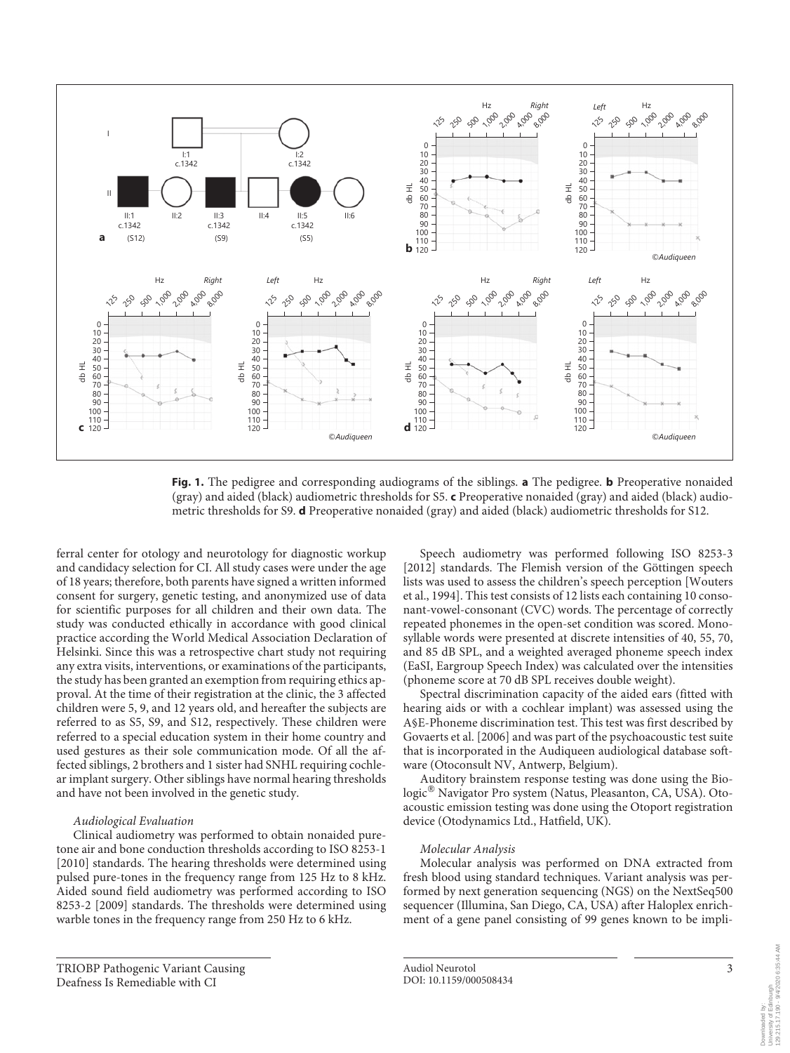**Fig. 1.** The pedigree and corresponding audiograms of the siblings. **a** The pedigree. **b** Preoperative nonaided (gray) and aided (black) audiometric thresholds for S5. **c** Preoperative nonaided (gray) and aided (black) audiometric thresholds for S9. **d** Preoperative nonaided (gray) and aided (black) audiometric thresholds for S12.

ferral center for otology and neurotology for diagnostic workup and candidacy selection for CI. All study cases were under the age of 18 years; therefore, both parents have signed a written informed consent for surgery, genetic testing, and anonymized use of data for scientific purposes for all children and their own data. The study was conducted ethically in accordance with good clinical practice according the World Medical Association Declaration of Helsinki. Since this was a retrospective chart study not requiring any extra visits, interventions, or examinations of the participants, the study has been granted an exemption from requiring ethics approval. At the time of their registration at the clinic, the 3 affected children were 5, 9, and 12 years old, and hereafter the subjects are referred to as S5, S9, and S12, respectively. These children were referred to a special education system in their home country and used gestures as their sole communication mode. Of all the affected siblings, 2 brothers and 1 sister had SNHL requiring cochlear implant surgery. Other siblings have normal hearing thresholds and have not been involved in the genetic study.

*Audiological Evaluation*

Clinical audiometry was performed to obtain nonaided pure-tone air and bone conduction thresholds according to ISO 8253-1 [2010] standards. The hearing thresholds were determined using pulsed pure-tones in the frequency range from 125 Hz to 8 kHz. Aided sound field audiometry was performed according to ISO 8253-2 [2009] standards. The thresholds were determined using warble tones in the frequency range from 250 Hz to 6 kHz.

Speech audiometry was performed following ISO 8253-3 [2012] standards. The Flemish version of the Göttingen speech lists was used to assess the children's speech perception [Wouters et al., 1994]. This test consists of 12 lists each containing 10 consonant-vowel-consonant (CVC) words. The percentage of correctly repeated phonemes in the open-set condition was scored. Monosyllable words were presented at discrete intensities of 40, 55, 70, and 85 dB SPL, and a weighted averaged phoneme speech index (EaSI, Eargroup Speech Index) was calculated over the intensities (phoneme score at 70 dB SPL receives double weight).

Spectral discrimination capacity of the aided ears (fitted with hearing aids or with a cochlear implant) was assessed using the A§E-Phoneme discrimination test. This test was first described by Govaerts et al. [2006] and was part of the psychoacoustic test suite that is incorporated in the Audiqueen audiological database software (Otoconsult NV, Antwerp, Belgium).

Auditory brainstem response testing was done using the Biologic® Navigator Pro system (Natus, Pleasanton, CA, USA). Otoacoustic emission testing was done using the Otoport registration device (Otodynamics Ltd., Hatfield, UK).

*Molecular Analysis*

Molecular analysis was performed on DNA extracted from fresh blood using standard techniques. Variant analysis was performed by next generation sequencing (NGS) on the NextSeq500 sequencer (Illumina, San Diego, CA, USA) after Haloplex enrichment of a gene panel consisting of 99 genes known to be impli-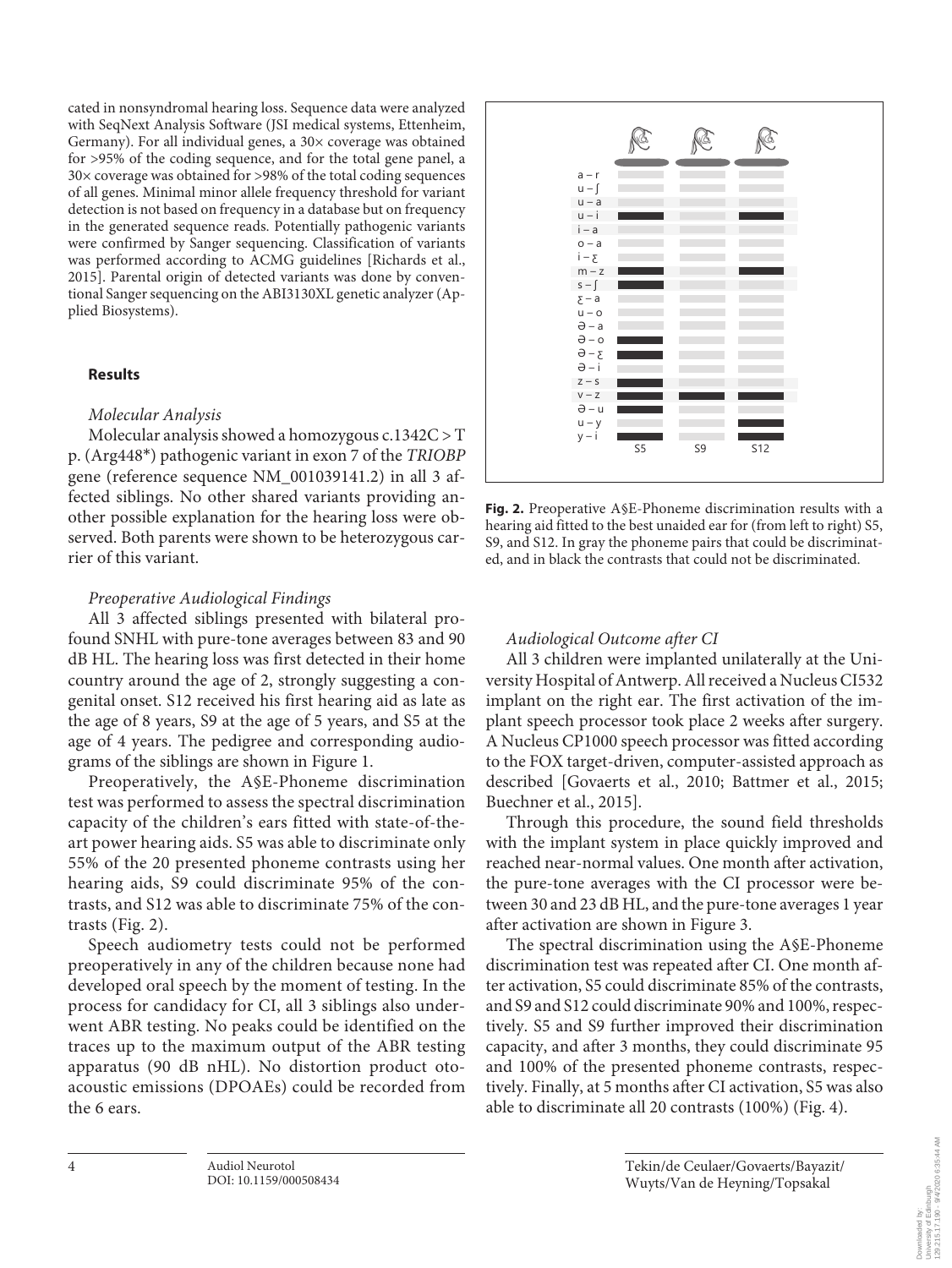cated in nonsyndromal hearing loss. Sequence data were analyzed with SeqNext Analysis Software (JSI medical systems, Ettenheim, Germany). For all individual genes, a 30× coverage was obtained for >95% of the coding sequence, and for the total gene panel, a 30× coverage was obtained for >98% of the total coding sequences of all genes. Minimal minor allele frequency threshold for variant detection is not based on frequency in a database but on frequency in the generated sequence reads. Potentially pathogenic variants were confirmed by Sanger sequencing. Classification of variants was performed according to ACMG guidelines [Richards et al., 2015]. Parental origin of detected variants was done by conventional Sanger sequencing on the ABI3130XL genetic analyzer (Applied Biosystems).

## Results

### *Molecular Analysis*

Molecular analysis showed a homozygous c.1342C > T p. (Arg448*) pathogenic variant in exon 7 of the *TRIOBP* gene (reference sequence NM_001039141.2) in all 3 affected siblings. No other shared variants providing another possible explanation for the hearing loss were observed. Both parents were shown to be heterozygous carrier of this variant.

### *Preoperative Audiological Findings*

All 3 affected siblings presented with bilateral profound SNHL with pure-tone averages between 83 and 90 dB HL. The hearing loss was first detected in their home country around the age of 2, strongly suggesting a congenital onset. S12 received his first hearing aid as late as the age of 8 years, S9 at the age of 5 years, and S5 at the age of 4 years. The pedigree and corresponding audiograms of the siblings are shown in Figure 1.

Preoperatively, the A§E-Phoneme discrimination test was performed to assess the spectral discrimination capacity of the children's ears fitted with state-of-the-art power hearing aids. S5 was able to discriminate only 55% of the 20 presented phoneme contrasts using her hearing aids, S9 could discriminate 95% of the contrasts, and S12 was able to discriminate 75% of the contrasts (Fig. 2).

Speech audiometry tests could not be performed preoperatively in any of the children because none had developed oral speech by the moment of testing. In the process for candidacy for CI, all 3 siblings also underwent ABR testing. No peaks could be identified on the traces up to the maximum output of the ABR testing apparatus (90 dB nHL). No distortion product otoacoustic emissions (DPOAEs) could be recorded from the 6 ears.

**Fig. 2.** Preoperative A§E-Phoneme discrimination results with a hearing aid fitted to the best unaided ear for (from left to right) S5, S9, and S12. In gray the phoneme pairs that could be discriminated, and in black the contrasts that could not be discriminated.

### *Audiological Outcome after CI*

All 3 children were implanted unilaterally at the University Hospital of Antwerp. All received a Nucleus CI532 implant on the right ear. The first activation of the implant speech processor took place 2 weeks after surgery. A Nucleus CP1000 speech processor was fitted according to the FOX target-driven, computer-assisted approach as described [Govaerts et al., 2010; Battmer et al., 2015; Buechner et al., 2015].

Through this procedure, the sound field thresholds with the implant system in place quickly improved and reached near-normal values. One month after activation, the pure-tone averages with the CI processor were between 30 and 23 dB HL, and the pure-tone averages 1 year after activation are shown in Figure 3.

The spectral discrimination using the A§E-Phoneme discrimination test was repeated after CI. One month after activation, S5 could discriminate 85% of the contrasts, and S9 and S12 could discriminate 90% and 100%, respectively. S5 and S9 further improved their discrimination capacity, and after 3 months, they could discriminate 95 and 100% of the presented phoneme contrasts, respectively. Finally, at 5 months after CI activation, S5 was also able to discriminate all 20 contrasts (100%) (Fig. 4).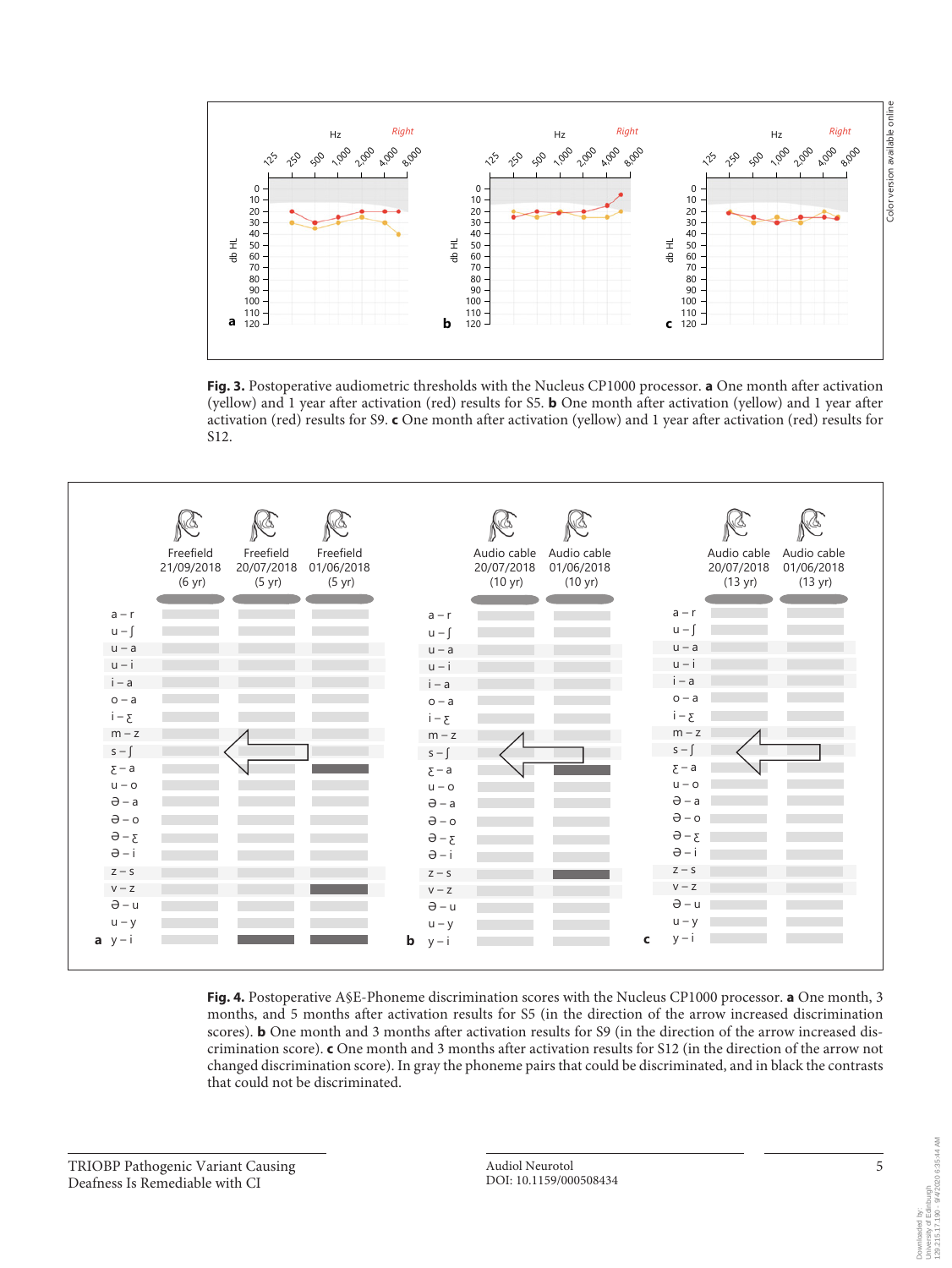Fig. 3. Postoperative audiometric thresholds with the Nucleus CP1000 processor. a One month after activation (yellow) and 1 year after activation (red) results for S5. b One month after activation (yellow) and 1 year after activation (red) results for S9. c One month after activation (yellow) and 1 year after activation (red) results for S12.

Fig. 4. Postoperative A§E-Phoneme discrimination scores with the Nucleus CP1000 processor. a One month, 3 months, and 5 months after activation results for S5 (in the direction of the arrow increased discrimination scores). b One month and 3 months after activation results for S9 (in the direction of the arrow increased discrimination score). c One month and 3 months after activation results for S12 (in the direction of the arrow not changed discrimination score). In gray the phoneme pairs that could be discriminated, and in black the contrasts that could not be discriminated.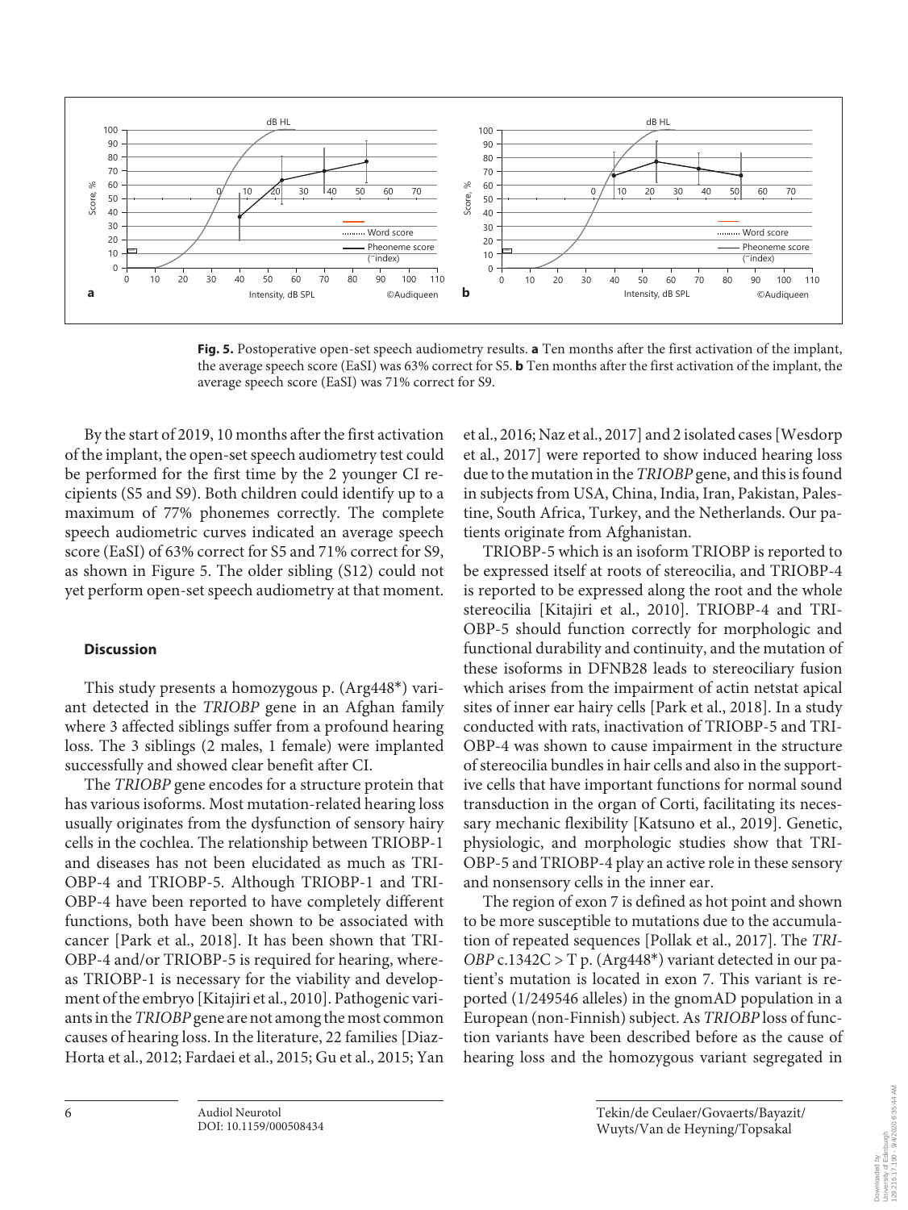**Fig. 5.** Postoperative open-set speech audiometry results. **a** Ten months after the first activation of the implant, the average speech score (EaSI) was 63% correct for S5. **b** Ten months after the first activation of the implant, the average speech score (EaSI) was 71% correct for S9.

By the start of 2019, 10 months after the first activation of the implant, the open-set speech audiometry test could be performed for the first time by the 2 younger CI recipients (S5 and S9). Both children could identify up to a maximum of 77% phonemes correctly. The complete speech audiometric curves indicated an average speech score (EaSI) of 63% correct for S5 and 71% correct for S9, as shown in Figure 5. The older sibling (S12) could not yet perform open-set speech audiometry at that moment.

## Discussion

This study presents a homozygous p. (Arg448*) variant detected in the *TRIOBP* gene in an Afghan family where 3 affected siblings suffer from a profound hearing loss. The 3 siblings (2 males, 1 female) were implanted successfully and showed clear benefit after CI.

The *TRIOBP* gene encodes for a structure protein that has various isoforms. Most mutation-related hearing loss usually originates from the dysfunction of sensory hairy cells in the cochlea. The relationship between TRIOBP-1 and diseases has not been elucidated as much as TRIOBP-4 and TRIOBP-5. Although TRIOBP-1 and TRIOBP-4 have been reported to have completely different functions, both have been shown to be associated with cancer [Park et al., 2018]. It has been shown that TRIOBP-4 and/or TRIOBP-5 is required for hearing, whereas TRIOBP-1 is necessary for the viability and development of the embryo [Kitajiri et al., 2010]. Pathogenic variants in the *TRIOBP* gene are not among the most common causes of hearing loss. In the literature, 22 families [Diaz-Horta et al., 2012; Fardaei et al., 2015; Gu et al., 2015; Yan et al., 2016; Naz et al., 2017] and 2 isolated cases [Wesdorp et al., 2017] were reported to show induced hearing loss due to the mutation in the *TRIOBP* gene, and this is found in subjects from USA, China, India, Iran, Pakistan, Palestine, South Africa, Turkey, and the Netherlands. Our patients originate from Afghanistan.

TRIOBP-5 which is an isoform TRIOBP is reported to be expressed itself at roots of stereocilia, and TRIOBP-4 is reported to be expressed along the root and the whole stereocilia [Kitajiri et al., 2010]. TRIOBP-4 and TRIOBP-5 should function correctly for morphologic and functional durability and continuity, and the mutation of these isoforms in DFNB28 leads to stereociliary fusion which arises from the impairment of actin netstat apical sites of inner ear hairy cells [Park et al., 2018]. In a study conducted with rats, inactivation of TRIOBP-5 and TRIOBP-4 was shown to cause impairment in the structure of stereocilia bundles in hair cells and also in the supportive cells that have important functions for normal sound transduction in the organ of Corti, facilitating its necessary mechanic flexibility [Katsuno et al., 2019]. Genetic, physiologic, and morphologic studies show that TRIOBP-5 and TRIOBP-4 play an active role in these sensory and nonsensory cells in the inner ear.

The region of exon 7 is defined as hot point and shown to be more susceptible to mutations due to the accumulation of repeated sequences [Pollak et al., 2017]. The *TRIOBP* c.1342C > T p. (Arg448*) variant detected in our patient's mutation is located in exon 7. This variant is reported (1/249546 alleles) in the gnomAD population in a European (non-Finnish) subject. As *TRIOBP* loss of function variants have been described before as the cause of hearing loss and the homozygous variant segregated in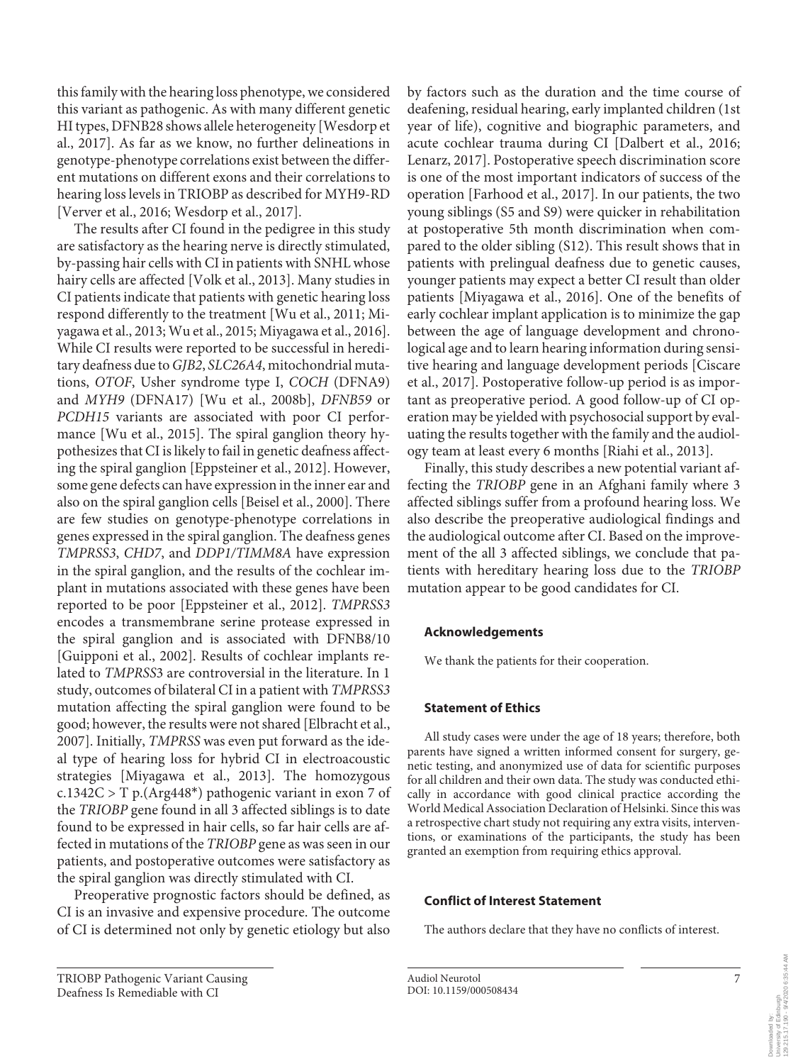this family with the hearing loss phenotype, we considered this variant as pathogenic. As with many different genetic HI types, DFNB28 shows allele heterogeneity [Wesdorp et al., 2017]. As far as we know, no further delineations in genotype-phenotype correlations exist between the different mutations on different exons and their correlations to hearing loss levels in TRIOBP as described for MYH9-RD [Verver et al., 2016; Wesdorp et al., 2017].

The results after CI found in the pedigree in this study are satisfactory as the hearing nerve is directly stimulated, by-passing hair cells with CI in patients with SNHL whose hairy cells are affected [Volk et al., 2013]. Many studies in CI patients indicate that patients with genetic hearing loss respond differently to the treatment [Wu et al., 2011; Miyagawa et al., 2013; Wu et al., 2015; Miyagawa et al., 2016]. While CI results were reported to be successful in hereditary deafness due to *GJB2*, *SLC26A4*, mitochondrial mutations, *OTOF*, Usher syndrome type I, *COCH* (DFNA9) and *MYH9* (DFNA17) [Wu et al., 2008b], *DFNB59* or *PCDH15* variants are associated with poor CI performance [Wu et al., 2015]. The spiral ganglion theory hypothesizes that CI is likely to fail in genetic deafness affecting the spiral ganglion [Eppsteiner et al., 2012]. However, some gene defects can have expression in the inner ear and also on the spiral ganglion cells [Beisel et al., 2000]. There are few studies on genotype-phenotype correlations in genes expressed in the spiral ganglion. The deafness genes *TMPRSS3*, *CHD7*, and *DDP1/TIMM8A* have expression in the spiral ganglion, and the results of the cochlear implant in mutations associated with these genes have been reported to be poor [Eppsteiner et al., 2012]. *TMPRSS3* encodes a transmembrane serine protease expressed in the spiral ganglion and is associated with DFNB8/10 [Guipponi et al., 2002]. Results of cochlear implants related to *TMPRSS*3 are controversial in the literature. In 1 study, outcomes of bilateral CI in a patient with *TMPRSS3* mutation affecting the spiral ganglion were found to be good; however, the results were not shared [Elbracht et al., 2007]. Initially, *TMPRSS* was even put forward as the ideal type of hearing loss for hybrid CI in electroacoustic strategies [Miyagawa et al., 2013]. The homozygous c.1342C > T p.(Arg448*) pathogenic variant in exon 7 of the *TRIOBP* gene found in all 3 affected siblings is to date found to be expressed in hair cells, so far hair cells are affected in mutations of the *TRIOBP* gene as was seen in our patients, and postoperative outcomes were satisfactory as the spiral ganglion was directly stimulated with CI.

Preoperative prognostic factors should be defined, as CI is an invasive and expensive procedure. The outcome of CI is determined not only by genetic etiology but also by factors such as the duration and the time course of deafening, residual hearing, early implanted children (1st year of life), cognitive and biographic parameters, and acute cochlear implant trauma during CI [Dalbert et al., 2016; Lenarz, 2017]. Postoperative speech discrimination score is one of the most important indicators of success of the operation [Farhood et al., 2017]. In our patients, the two young siblings (S5 and S9) were quicker in rehabilitation at postoperative 5th month discrimination when compared to the older sibling (S12). This result shows that in patients with prelingual deafness due to genetic causes, younger patients may expect a better CI result than older patients [Miyagawa et al., 2016]. One of the benefits of early cochlear implant application is to minimize the gap between the age of language development and chronological age and to learn hearing information during sensitive hearing and language development periods [Ciscare et al., 2017]. Postoperative follow-up period is as important as preoperative period. A good follow-up of CI operation may be yielded with psychosocial support by evaluating the results together with the family and the audiology team at least every 6 months [Riahi et al., 2013].

Finally, this study describes a new potential variant affecting the *TRIOBP* gene in an Afghani family where 3 affected siblings suffer from a profound hearing loss. We also describe the preoperative audiological findings and the audiological outcome after CI. Based on the improvement of the all 3 affected siblings, we conclude that patients with hereditary hearing loss due to the *TRIOBP* mutation appear to be good candidates for CI.

## Acknowledgements

We thank the patients for their cooperation.

## Statement of Ethics

All study cases were under the age of 18 years; therefore, both parents have signed a written informed consent for surgery, genetic testing, and anonymized use of data for scientific purposes for all children and their own data. The study was conducted ethically in accordance with good clinical practice according the World Medical Association Declaration of Helsinki. Since this was a retrospective chart study not requiring any extra visits, interventions, or examinations of the participants, the study has been granted an exemption from requiring ethics approval.

## Conflict of Interest Statement

The authors declare that they have no conflicts of interest.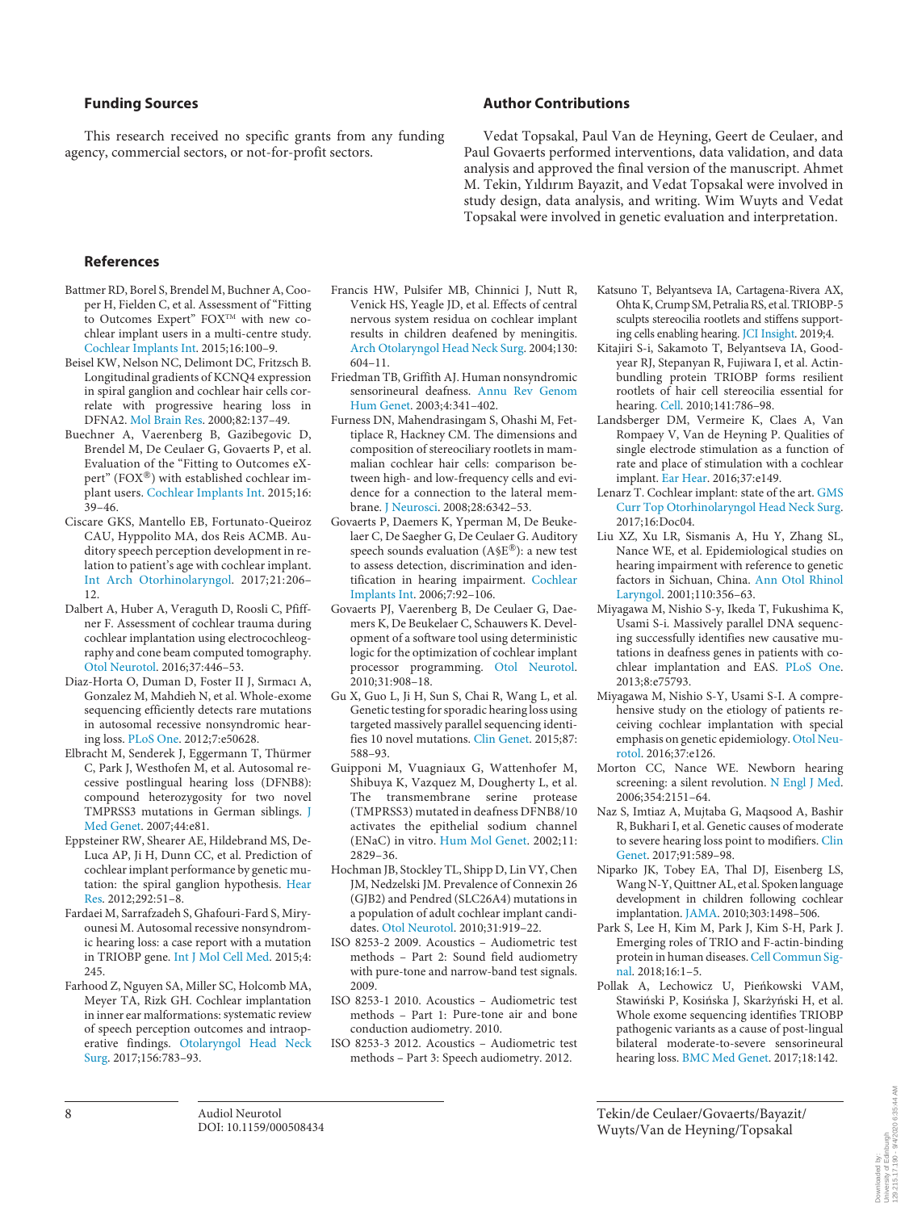## Funding Sources

This research received no specific grants from any funding agency, commercial sectors, or not-for-profit sectors.

## Author Contributions

Vedat Topsakal, Paul Van de Heyning, Geert de Ceulaer, and Paul Govaerts performed interventions, data validation, and data analysis and approved the final version of the manuscript. Ahmet M. Tekin, Yıldırım Bayazit, and Vedat Topsakal were involved in study design, data analysis, and writing. Wim Wuyts and Vedat Topsakal were involved in genetic evaluation and interpretation.

## References

Battmer RD, Borel S, Brendel M, Buchner A, Cooper H, Fielden C, et al. Assessment of "Fitting to Outcomes Expert" FOX™ with new cochlear implant users in a multi-centre study. Cochlear Implants Int. 2015;16:100–9.

Beisel KW, Nelson NC, Delimont DC, Fritzsch B. Longitudinal gradients of KCNQ4 expression in spiral ganglion and cochlear hair cells correlate with progressive hearing loss in DFNA2. Mol Brain Res. 2000;82:137–49.

Buechner A, Vaerenberg B, Gazibegovic D, Brendel M, De Ceulaer G, Govaerts P, et al. Evaluation of the "Fitting to Outcomes eXpert" (FOX®) with established cochlear implant users. Cochlear Implants Int. 2015;16:39–46.

Ciscare GKS, Mantello EB, Fortunato-Queiroz CAU, Hyppolito MA, dos Reis ACMB. Auditory speech perception development in relation to patient's age with cochlear implant. Int Arch Otorhinolaryngol. 2017;21:206–12.

Dalbert A, Huber A, Veraguth D, Roosli C, Pfiffner F. Assessment of cochlear trauma during cochlear implantation using electrocochleography and cone beam computed tomography. Otol Neurotol. 2016;37:446–53.

Diaz-Horta O, Duman D, Foster II J, Sırmacı A, Gonzalez M, Mahdieh N, et al. Whole-exome sequencing efficiently detects rare mutations in autosomal recessive nonsyndromic hearing loss. PLoS One. 2012;7:e50628.

Elbracht M, Senderek J, Eggermann T, Thürmer C, Park J, Westhofen M, et al. Autosomal recessive postlingual hearing loss (DFNB8): compound heterozygosity for two novel TMPRSS3 mutations in German siblings. J Med Genet. 2007;44:e81.

Eppsteiner RW, Shearer AE, Hildebrand MS, DeLuca AP, Ji H, Dunn CC, et al. Prediction of cochlear implant performance by genetic mutation: the spiral ganglion hypothesis. Hear Res. 2012;292:51–8.

Fardaei M, Sarrafzadeh S, Ghafouri-Fard S, Miryounesi M. Autosomal recessive nonsyndromic hearing loss: a case report with a mutation in TRIOBP gene. Int J Mol Cell Med. 2015;4:245.

Farhood Z, Nguyen SA, Miller SC, Holcomb MA, Meyer TA, Rizk GH. Cochlear implantation in inner ear malformations: systematic review of speech perception outcomes and intraoperative findings. Otolaryngol Head Neck Surg. 2017;156:783–93.

Francis HW, Pulsifer MB, Chinnici J, Nutt R, Venick HS, Yeagle JD, et al. Effects of central nervous system residua on cochlear implant results in children deafened by meningitis. Arch Otolaryngol Head Neck Surg. 2004;130:604–11.

Friedman TB, Griffith AJ. Human nonsyndromic sensorineural deafness. Annu Rev Genom Hum Genet. 2003;4:341–402.

Furness DN, Mahendrasingam S, Ohashi M, Fettiplace R, Hackney CM. The dimensions and composition of stereociliary rootlets in mammalian cochlear hair cells: comparison between high- and low-frequency cells and evidence for a connection to the lateral membrane. J Neurosci. 2008;28:6342–53.

Govaerts P, Daemers K, Yperman M, De Beukelaer C, De Saegher G, De Ceulaer G. Auditory speech sounds evaluation (A§E®): a new test to assess detection, discrimination and identification in hearing impairment. Cochlear Implants Int. 2006;7:92–106.

Govaerts PJ, Vaerenberg B, De Ceulaer G, Daemers K, De Beukelaer C, Schauwers K. Development of a software tool using deterministic logic for the optimization of cochlear implant processor programming. Otol Neurotol. 2010;31:908–18.

Gu X, Guo L, Ji H, Sun S, Chai R, Wang L, et al. Genetic testing for sporadic hearing loss using targeted massively parallel sequencing identifies 10 novel mutations. Clin Genet. 2015;87:588–93.

Guipponi M, Vuagniaux G, Wattenhofer M, Shibuya K, Vazquez M, Dougherty L, et al. The transmembrane serine protease (TMPRSS3) mutated in deafness DFNB8/10 activates the epithelial sodium channel (ENaC) in vitro. Hum Mol Genet. 2002;11:2829–36.

Hochman JB, Stockley TL, Shipp D, Lin VY, Chen JM, Nedzelski JM. Prevalence of Connexin 26 (GJB2) and Pendred (SLC26A4) mutations in a population of adult cochlear implant candidates. Otol Neurotol. 2010;31:919–22.

ISO 8253-2 2009. Acoustics – Audiometric test methods – Part 2: Sound field audiometry with pure-tone and narrow-band test signals. 2009.

ISO 8253-1 2010. Acoustics – Audiometric test methods – Part 1: Pure-tone air and bone conduction audiometry. 2010.

ISO 8253-3 2012. Acoustics – Audiometric test methods – Part 3: Speech audiometry. 2012.

Katsuno T, Belyantseva IA, Cartagena-Rivera AX, Ohta K, Crump SM, Petralia RS, et al. TRIOBP-5 sculpts stereocilia rootlets and stiffens supporting cells enabling hearing. JCI Insight. 2019;4.

Kitajiri S-i, Sakamoto T, Belyantseva IA, Goodyear RJ, Stepanyan R, Fujiwara I, et al. Actin-bundling protein TRIOBP forms resilient rootlets of hair cell stereocilia essential for hearing. Cell. 2010;141:786–98.

Landsberger DM, Vermeire K, Claes A, Van Rompaey V, Van de Heyning P. Qualities of single electrode stimulation as a function of rate and place of stimulation with a cochlear implant. Ear Hear. 2016;37:e149.

Lenarz T. Cochlear implant: state of the art. GMS Curr Top Otorhinolaryngol Head Neck Surg. 2017;16:Doc04.

Liu XZ, Xu LR, Sismanis A, Hu Y, Zhang SL, Nance WE, et al. Epidemiological studies on hearing impairment with reference to genetic factors in Sichuan, China. Ann Otol Rhinol Laryngol. 2001;110:356–63.

Miyagawa M, Nishio S-y, Ikeda T, Fukushima K, Usami S-i. Massively parallel DNA sequencing successfully identifies new causative mutations in deafness genes in patients with cochlear implantation and EAS. PLoS One. 2013;8:e75793.

Miyagawa M, Nishio S-Y, Usami S-I. A comprehensive study on the etiology of patients receiving cochlear implantation with special emphasis on genetic epidemiology. Otol Neurotol. 2016;37:e126.

Morton CC, Nance WE. Newborn hearing screening: a silent revolution. N Engl J Med. 2006;354:2151–64.

Naz S, Imtiaz A, Mujtaba G, Maqsood A, Bashir R, Bukhari I, et al. Genetic causes of moderate to severe hearing loss point to modifiers. Clin Genet. 2017;91:589–98.

Niparko JK, Tobey EA, Thal DJ, Eisenberg LS, Wang N-Y, Quittner AL, et al. Spoken language development in children following cochlear implantation. JAMA. 2010;303:1498–506.

Park S, Lee H, Kim M, Park J, Kim S-H, Park J. Emerging roles of TRIO and F-actin-binding protein in human diseases. Cell Commun Signal. 2018;16:1–5.

Pollak A, Lechowicz U, Pieńkowski VAM, Stawiński P, Kosińska J, Skarżyński H, et al. Whole exome sequencing identifies TRIOBP pathogenic variants as a cause of post-lingual bilateral moderate-to-severe sensorineural hearing loss. BMC Med Genet. 2017;18:142.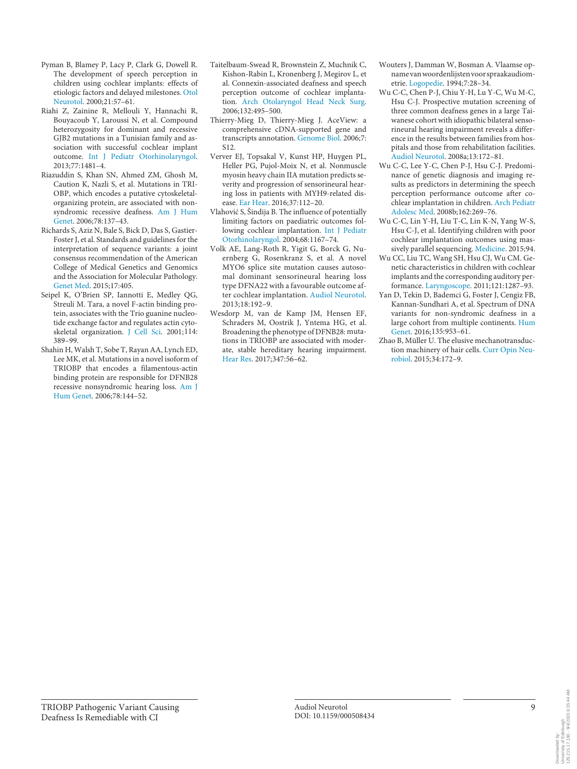Pyman B, Blamey P, Lacy P, Clark G, Dowell R. The development of speech perception in children using cochlear implants: effects of etiologic factors and delayed milestones. Otol Neurotol. 2000;21:57–61.

Riahi Z, Zainine R, Mellouli Y, Hannachi R, Bouyacoub Y, Laroussi N, et al. Compound heterozygosity for dominant and recessive GJB2 mutations in a Tunisian family and association with successful cochlear implant outcome. Int J Pediatr Otorhinolaryngol. 2013;77:1481–4.

Riazuddin S, Khan SN, Ahmed ZM, Ghosh M, Caution K, Nazli S, et al. Mutations in TRIOBP, which encodes a putative cytoskeletal-organizing protein, are associated with nonsyndromic recessive deafness. Am J Hum Genet. 2006;78:137–43.

Richards S, Aziz N, Bale S, Bick D, Das S, Gastier-Foster J, et al. Standards and guidelines for the interpretation of sequence variants: a joint consensus recommendation of the American College of Medical Genetics and Genomics and the Association for Molecular Pathology. Genet Med. 2015;17:405.

Seipel K, O'Brien SP, Iannotti E, Medley QG, Streuli M. Tara, a novel F-actin binding protein, associates with the Trio guanine nucleotide exchange factor and regulates actin cytoskeletal organization. J Cell Sci. 2001;114:389–99.

Shahin H, Walsh T, Sobe T, Rayan AA, Lynch ED, Lee MK, et al. Mutations in a novel isoform of TRIOBP that encodes a filamentous-actin binding protein are responsible for DFNB28 recessive nonsyndromic hearing loss. Am J Hum Genet. 2006;78:144–52.

Taitelbaum-Swead R, Brownstein Z, Muchnik C, Kishon-Rabin L, Kronenberg J, Megirov L, et al. Connexin-associated deafness and speech perception outcome of cochlear implantation. Arch Otolaryngol Head Neck Surg. 2006;132:495–500.

Thierry-Mieg D, Thierry-Mieg J. AceView: a comprehensive cDNA-supported gene and transcripts annotation. Genome Biol. 2006;7:S12.

Verver EJ, Topsakal V, Kunst HP, Huygen PL, Heller PG, Pujol-Moix N, et al. Nonmuscle myosin heavy chain IIA mutation predicts severity and progression of sensorineural hearing loss in patients with MYH9-related disease. Ear Hear. 2016;37:112–20.

Vlahović S, Šindija B. The influence of potentially limiting factors on paediatric outcomes following cochlear implantation. Int J Pediatr Otorhinolaryngol. 2004;68:1167–74.

Volk AE, Lang-Roth R, Yigit G, Borck G, Nuernberg G, Rosenkranz S, et al. A novel MYO6 splice site mutation causes autosomal dominant sensorineural hearing loss type DFNA22 with a favourable outcome after cochlear implantation. Audiol Neurotol. 2013;18:192–9.

Wesdorp M, van de Kamp JM, Hensen EF, Schraders M, Oostrik J, Yntema HG, et al. Broadening the phenotype of DFNB28: mutations in TRIOBP are associated with moderate, stable hereditary hearing impairment. Hear Res. 2017;347:56–62.

Wouters J, Damman W, Bosman A. Vlaamse opname van woordenlijsten voor spraakaudiometrie. Logopedie. 1994;7:28–34.

Wu C-C, Chen P-J, Chiu Y-H, Lu Y-C, Wu M-C, Hsu C-J. Prospective mutation screening of three common deafness genes in a large Taiwanese cohort with idiopathic bilateral sensorineural hearing impairment reveals a difference in the results between families from hospitals and those from rehabilitation facilities. Audiol Neurotol. 2008a;13:172–81.

Wu C-C, Lee Y-C, Chen P-J, Hsu C-J. Predominance of genetic diagnosis and imaging results as predictors in determining the speech perception performance outcome after cochlear implantation in children. Arch Pediatr Adolesc Med. 2008b;162:269–76.

Wu C-C, Lin Y-H, Liu T-C, Lin K-N, Yang W-S, Hsu C-J, et al. Identifying children with poor cochlear implantation outcomes using massively parallel sequencing. Medicine. 2015;94.

Wu CC, Liu TC, Wang SH, Hsu CJ, Wu CM. Genetic characteristics in children with cochlear implants and the corresponding auditory performance. Laryngoscope. 2011;121:1287–93.

Yan D, Tekin D, Bademci G, Foster J, Cengiz FB, Kannan-Sundhari A, et al. Spectrum of DNA variants for non-syndromic deafness in a large cohort from multiple continents. Hum Genet. 2016;135:953–61.

Zhao B, Müller U. The elusive mechanotransduction machinery of hair cells. Curr Opin Neurobiol. 2015;34:172–9.